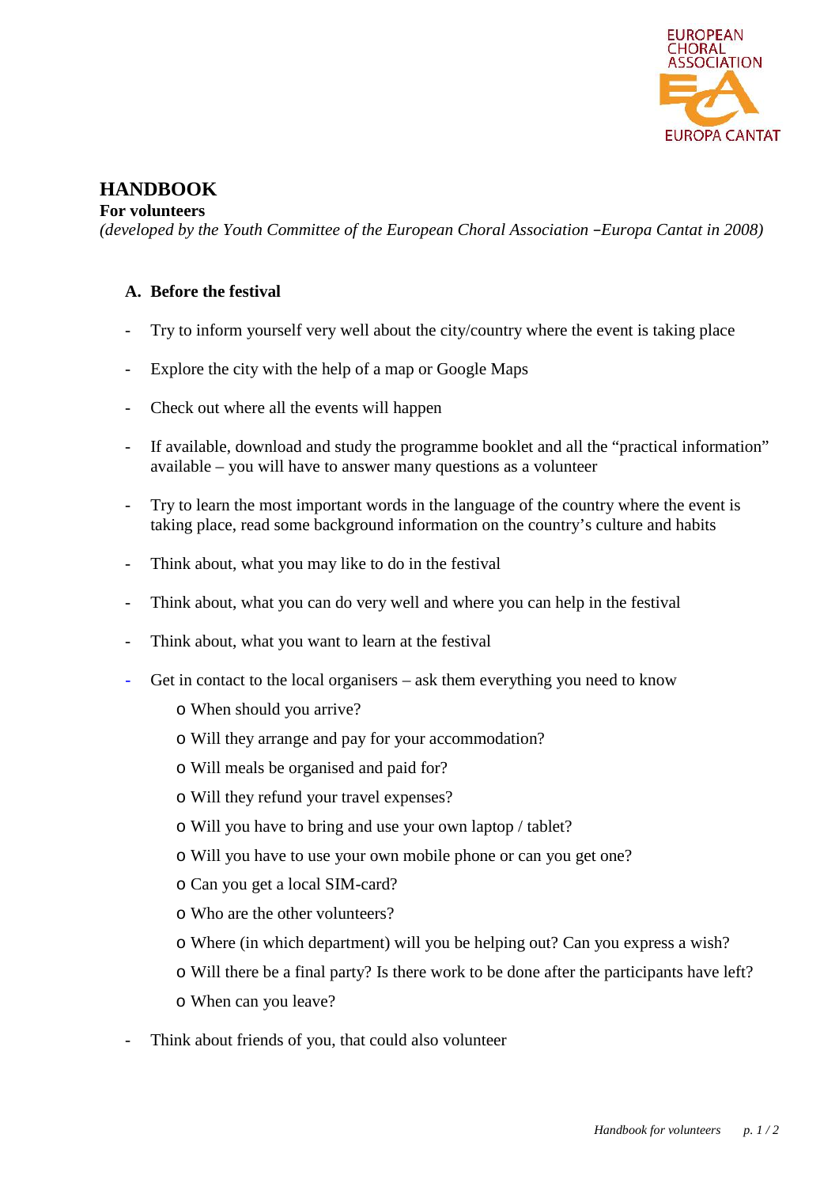# HANDBOOK

**For volunteers**

*(developed by the Youth Committee of the European Choral Association –Europa Cantat in 2008)*

## A. Before the festival

- Try to inform yourself very well about the city/country where the event is taking place
- Explore the city with the help of a map or Google Maps
- Check out where all the events will happen
- If available, download and study the programme booklet and all the "practical information" available – you will have to answer many questions as a volunteer
- Try to learn the most important words in the language of the country where the event is taking place, read some background information on the country's culture and habits
- Think about, what you may like to do in the festival
- Think about, what you can do very well and where you can help in the festival
- Think about, what you want to learn at the festival
- Get in contact to the local organisers – ask them everything you need to know
    - When should you arrive?
    - Will they arrange and pay for your accommodation?
    - Will meals be organised and paid for?
    - Will they refund your travel expenses?
    - Will you have to bring and use your own laptop / tablet?
    - Will you have to use your own mobile phone or can you get one?
    - Can you get a local SIM-card?
    - Who are the other volunteers?
    - Where (in which department) will you be helping out? Can you express a wish?
    - Will there be a final party? Is there work to be done after the participants have left?
    - When can you leave?
- Think about friends of you, that could also volunteer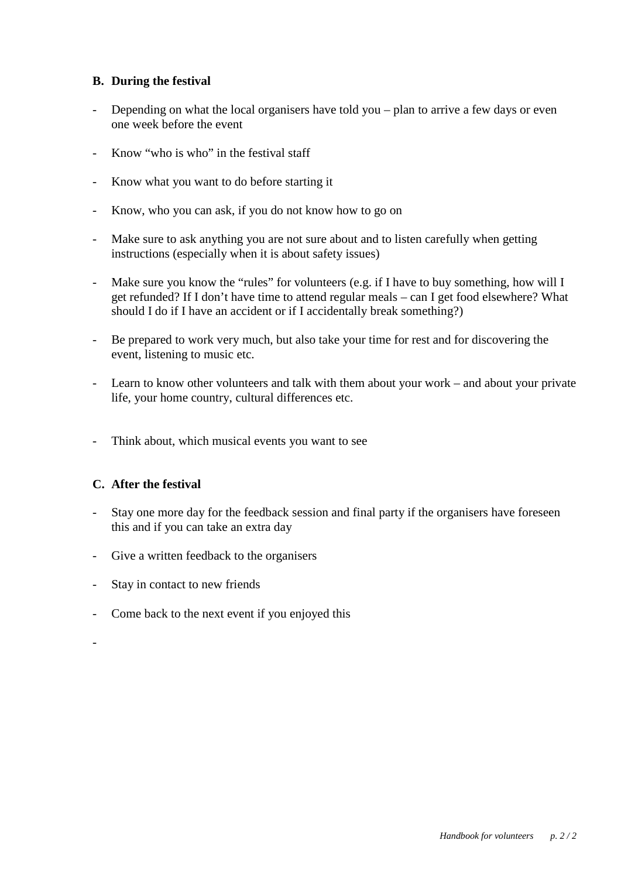### B. During the festival

- Depending on what the local organisers have told you – plan to arrive a few days or even one week before the event
- Know "who is who" in the festival staff
- Know what you want to do before starting it
- Know, who you can ask, if you do not know how to go on
- Make sure to ask anything you are not sure about and to listen carefully when getting instructions (especially when it is about safety issues)
- Make sure you know the "rules" for volunteers (e.g. if I have to buy something, how will I get refunded? If I don't have time to attend regular meals – can I get food elsewhere? What should I do if I have an accident or if I accidentally break something?)
- Be prepared to work very much, but also take your time for rest and for discovering the event, listening to music etc.
- Learn to know other volunteers and talk with them about your work – and about your private life, your home country, cultural differences etc.
- Think about, which musical events you want to see

### C. After the festival

- Stay one more day for the feedback session and final party if the organisers have foreseen this and if you can take an extra day
- Give a written feedback to the organisers
- Stay in contact to new friends
- Come back to the next event if you enjoyed this
-